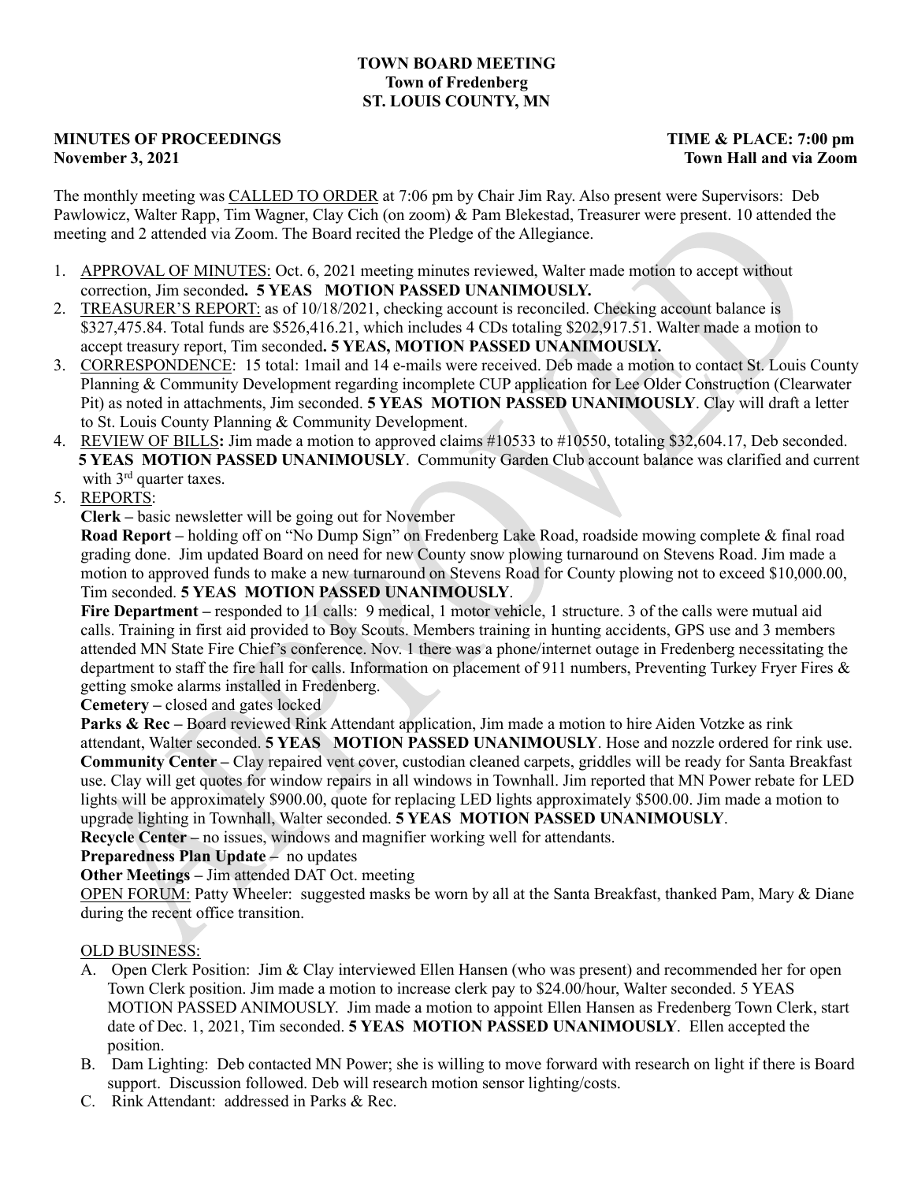**TOWN BOARD MEETING**
**Town of Fredenberg**
**ST. LOUIS COUNTY, MN**

**MINUTES OF PROCEEDINGS** **TIME & PLACE: 7:00 pm**
**November 3, 2021** **Town Hall and via Zoom**

The monthly meeting was CALLED TO ORDER at 7:06 pm by Chair Jim Ray. Also present were Supervisors: Deb Pawlowicz, Walter Rapp, Tim Wagner, Clay Cich (on zoom) & Pam Blekestad, Treasurer were present. 10 attended the meeting and 2 attended via Zoom. The Board recited the Pledge of the Allegiance.

1. APPROVAL OF MINUTES: Oct. 6, 2021 meeting minutes reviewed, Walter made motion to accept without correction, Jim seconded**. 5 YEAS MOTION PASSED UNANIMOUSLY.**
2. TREASURER'S REPORT: as of 10/18/2021, checking account is reconciled. Checking account balance is $327,475.84. Total funds are $526,416.21, which includes 4 CDs totaling $202,917.51. Walter made a motion to accept treasury report, Tim seconded**. 5 YEAS, MOTION PASSED UNANIMOUSLY.**
3. CORRESPONDENCE: 15 total: 1mail and 14 e-mails were received. Deb made a motion to contact St. Louis County Planning & Community Development regarding incomplete CUP application for Lee Older Construction (Clearwater Pit) as noted in attachments, Jim seconded. **5 YEAS MOTION PASSED UNANIMOUSLY**. Clay will draft a letter to St. Louis County Planning & Community Development.
4. REVIEW OF BILLS**:** Jim made a motion to approved claims #10533 to #10550, totaling $32,604.17, Deb seconded. **5 YEAS MOTION PASSED UNANIMOUSLY**. Community Garden Club account balance was clarified and current with 3rd quarter taxes.
5. REPORTS:

**Clerk –** basic newsletter will be going out for November

**Road Report –** holding off on "No Dump Sign" on Fredenberg Lake Road, roadside mowing complete & final road grading done. Jim updated Board on need for new County snow plowing turnaround on Stevens Road. Jim made a motion to approved funds to make a new turnaround on Stevens Road for County plowing not to exceed $10,000.00, Tim seconded. **5 YEAS MOTION PASSED UNANIMOUSLY**.

**Fire Department –** responded to 11 calls: 9 medical, 1 motor vehicle, 1 structure. 3 of the calls were mutual aid calls. Training in first aid provided to Boy Scouts. Members training in hunting accidents, GPS use and 3 members attended MN State Fire Chief's conference. Nov. 1 there was a phone/internet outage in Fredenberg necessitating the department to staff the fire hall for calls. Information on placement of 911 numbers, Preventing Turkey Fryer Fires & getting smoke alarms installed in Fredenberg.

**Cemetery –** closed and gates locked

**Parks & Rec –** Board reviewed Rink Attendant application, Jim made a motion to hire Aiden Votzke as rink attendant, Walter seconded. **5 YEAS MOTION PASSED UNANIMOUSLY**. Hose and nozzle ordered for rink use.

**Community Center –** Clay repaired vent cover, custodian cleaned carpets, griddles will be ready for Santa Breakfast use. Clay will get quotes for window repairs in all windows in Townhall. Jim reported that MN Power rebate for LED lights will be approximately $900.00, quote for replacing LED lights approximately $500.00. Jim made a motion to upgrade lighting in Townhall, Walter seconded. **5 YEAS MOTION PASSED UNANIMOUSLY**.

**Recycle Center –** no issues, windows and magnifier working well for attendants.

**Preparedness Plan Update –** no updates

**Other Meetings –** Jim attended DAT Oct. meeting

OPEN FORUM: Patty Wheeler: suggested masks be worn by all at the Santa Breakfast, thanked Pam, Mary & Diane during the recent office transition.

OLD BUSINESS:

A. Open Clerk Position: Jim & Clay interviewed Ellen Hansen (who was present) and recommended her for open Town Clerk position. Jim made a motion to increase clerk pay to $24.00/hour, Walter seconded. 5 YEAS MOTION PASSED ANIMOUSLY. Jim made a motion to appoint Ellen Hansen as Fredenberg Town Clerk, start date of Dec. 1, 2021, Tim seconded. **5 YEAS MOTION PASSED UNANIMOUSLY**. Ellen accepted the position.
B. Dam Lighting: Deb contacted MN Power; she is willing to move forward with research on light if there is Board support. Discussion followed. Deb will research motion sensor lighting/costs.
C. Rink Attendant: addressed in Parks & Rec.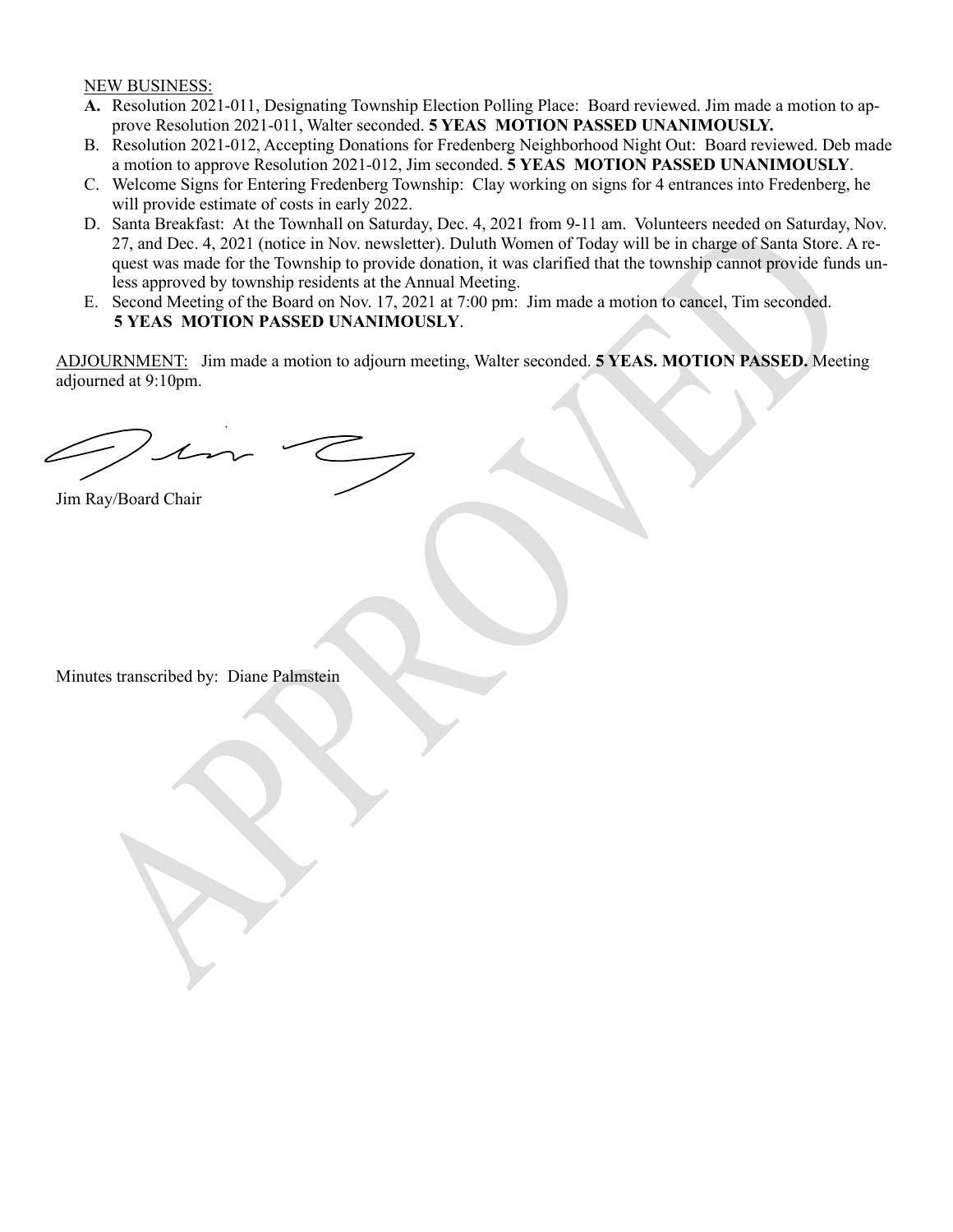NEW BUSINESS:

- **A.** Resolution 2021-011, Designating Township Election Polling Place: Board reviewed. Jim made a motion to approve Resolution 2021-011, Walter seconded. **5 YEAS MOTION PASSED UNANIMOUSLY.**
- B. Resolution 2021-012, Accepting Donations for Fredenberg Neighborhood Night Out: Board reviewed. Deb made a motion to approve Resolution 2021-012, Jim seconded. **5 YEAS MOTION PASSED UNANIMOUSLY**.
- C. Welcome Signs for Entering Fredenberg Township: Clay working on signs for 4 entrances into Fredenberg, he will provide estimate of costs in early 2022.
- D. Santa Breakfast: At the Townhall on Saturday, Dec. 4, 2021 from 9-11 am. Volunteers needed on Saturday, Nov. 27, and Dec. 4, 2021 (notice in Nov. newsletter). Duluth Women of Today will be in charge of Santa Store. A request was made for the Township to provide donation, it was clarified that the township cannot provide funds unless approved by township residents at the Annual Meeting.
- E. Second Meeting of the Board on Nov. 17, 2021 at 7:00 pm: Jim made a motion to cancel, Tim seconded. **5 YEAS MOTION PASSED UNANIMOUSLY**.

ADJOURNMENT: Jim made a motion to adjourn meeting, Walter seconded. **5 YEAS. MOTION PASSED.** Meeting adjourned at 9:10pm.

Jim Ray/Board Chair

Minutes transcribed by: Diane Palmstein

APPROVED